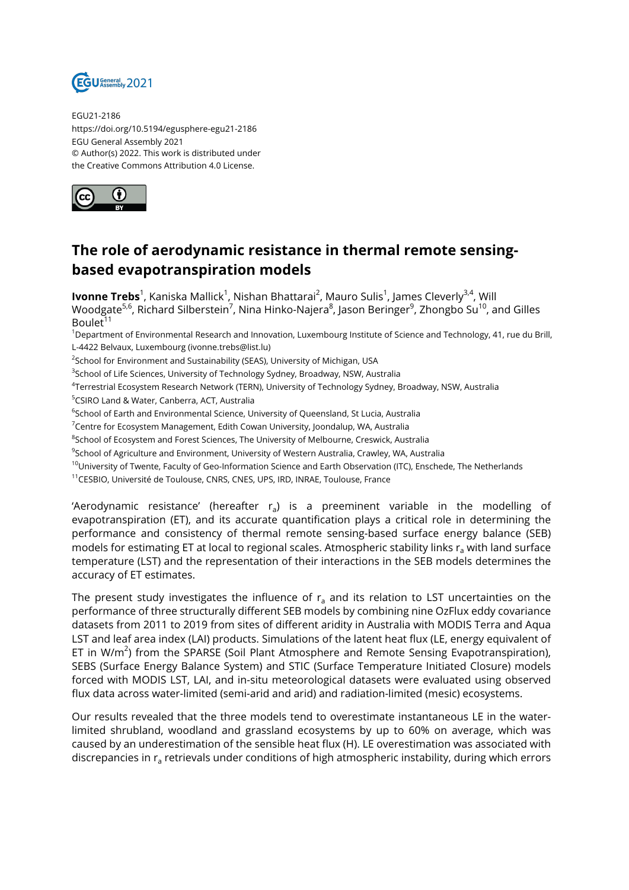EGU21-2186
https://doi.org/10.5194/egusphere-egu21-2186
EGU General Assembly 2021
© Author(s) 2022. This work is distributed under
the Creative Commons Attribution 4.0 License.

# The role of aerodynamic resistance in thermal remote sensing-based evapotranspiration models

**Ivonne Trebs**[1], Kaniska Mallick[1], Nishan Bhattarai[2], Mauro Sulis[1], James Cleverly[3,4], Will Woodgate[5,6], Richard Silberstein[7], Nina Hinko-Najera[8], Jason Beringer[9], Zhongbo Su[10], and Gilles Boulet[11]

[1]Department of Environmental Research and Innovation, Luxembourg Institute of Science and Technology, 41, rue du Brill, L-4422 Belvaux, Luxembourg (ivonne.trebs@list.lu)
[2]School for Environment and Sustainability (SEAS), University of Michigan, USA
[3]School of Life Sciences, University of Technology Sydney, Broadway, NSW, Australia
[4]Terrestrial Ecosystem Research Network (TERN), University of Technology Sydney, Broadway, NSW, Australia
[5]CSIRO Land & Water, Canberra, ACT, Australia
[6]School of Earth and Environmental Science, University of Queensland, St Lucia, Australia
[7]Centre for Ecosystem Management, Edith Cowan University, Joondalup, WA, Australia
[8]School of Ecosystem and Forest Sciences, The University of Melbourne, Creswick, Australia
[9]School of Agriculture and Environment, University of Western Australia, Crawley, WA, Australia
[10]University of Twente, Faculty of Geo-Information Science and Earth Observation (ITC), Enschede, The Netherlands
[11]CESBIO, Université de Toulouse, CNRS, CNES, UPS, IRD, INRAE, Toulouse, France

'Aerodynamic resistance' (hereafter $r_a$) is a preeminent variable in the modelling of evapotranspiration (ET), and its accurate quantification plays a critical role in determining the performance and consistency of thermal remote sensing-based surface energy balance (SEB) models for estimating ET at local to regional scales. Atmospheric stability links $r_a$ with land surface temperature (LST) and the representation of their interactions in the SEB models determines the accuracy of ET estimates.

The present study investigates the influence of $r_a$ and its relation to LST uncertainties on the performance of three structurally different SEB models by combining nine OzFlux eddy covariance datasets from 2011 to 2019 from sites of different aridity in Australia with MODIS Terra and Aqua LST and leaf area index (LAI) products. Simulations of the latent heat flux (LE, energy equivalent of ET in W/m$^2$) from the SPARSE (Soil Plant Atmosphere and Remote Sensing Evapotranspiration), SEBS (Surface Energy Balance System) and STIC (Surface Temperature Initiated Closure) models forced with MODIS LST, LAI, and in-situ meteorological datasets were evaluated using observed flux data across water-limited (semi-arid and arid) and radiation-limited (mesic) ecosystems.

Our results revealed that the three models tend to overestimate instantaneous LE in the water-limited shrubland, woodland and grassland ecosystems by up to 60% on average, which was caused by an underestimation of the sensible heat flux (H). LE overestimation was associated with discrepancies in $r_a$ retrievals under conditions of high atmospheric instability, during which errors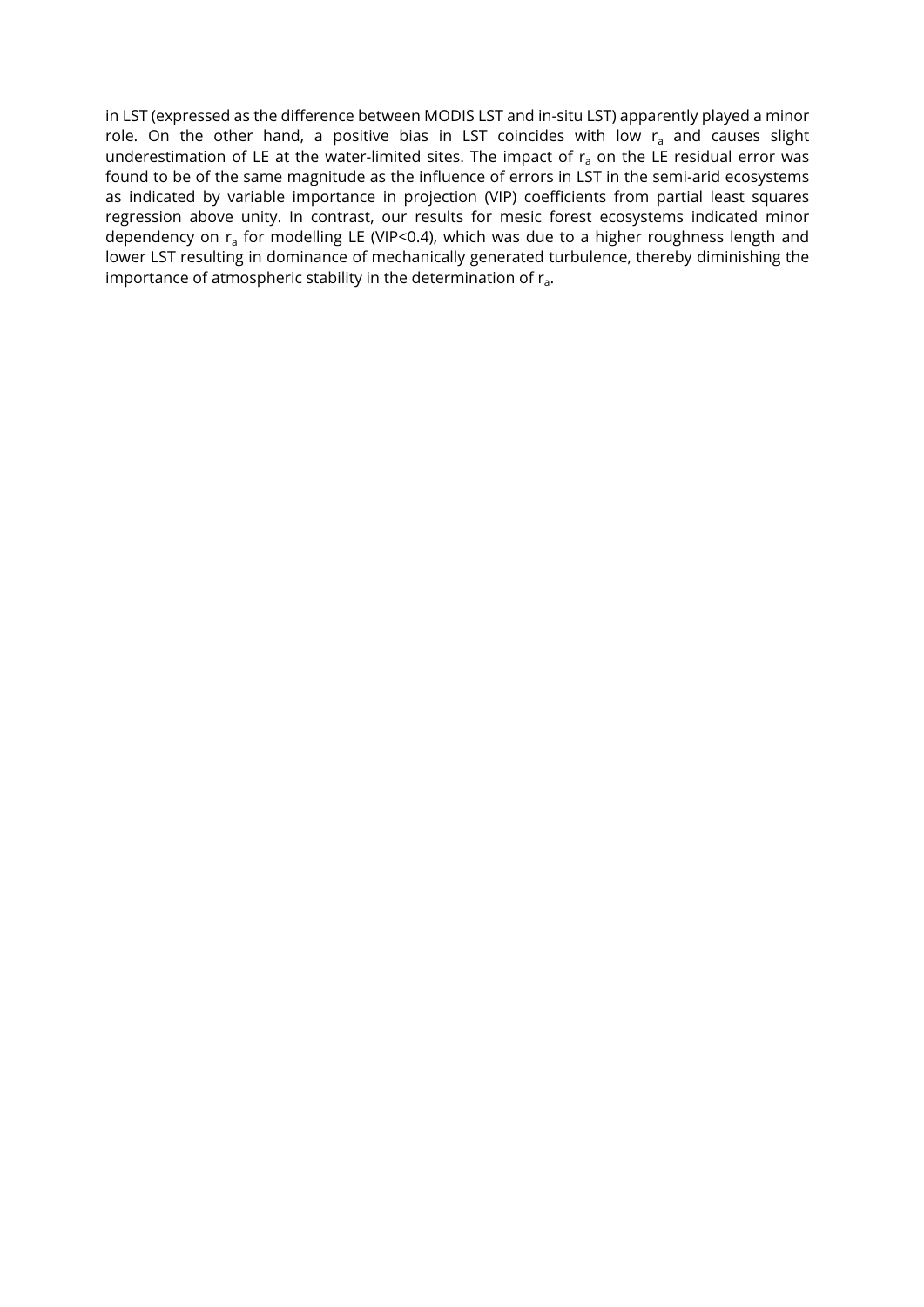in LST (expressed as the difference between MODIS LST and in-situ LST) apparently played a minor role. On the other hand, a positive bias in LST coincides with low $r_a$ and causes slight underestimation of LE at the water-limited sites. The impact of $r_a$ on the LE residual error was found to be of the same magnitude as the influence of errors in LST in the semi-arid ecosystems as indicated by variable importance in projection (VIP) coefficients from partial least squares regression above unity. In contrast, our results for mesic forest ecosystems indicated minor dependency on $r_a$ for modelling LE (VIP<0.4), which was due to a higher roughness length and lower LST resulting in dominance of mechanically generated turbulence, thereby diminishing the importance of atmospheric stability in the determination of $r_a$.